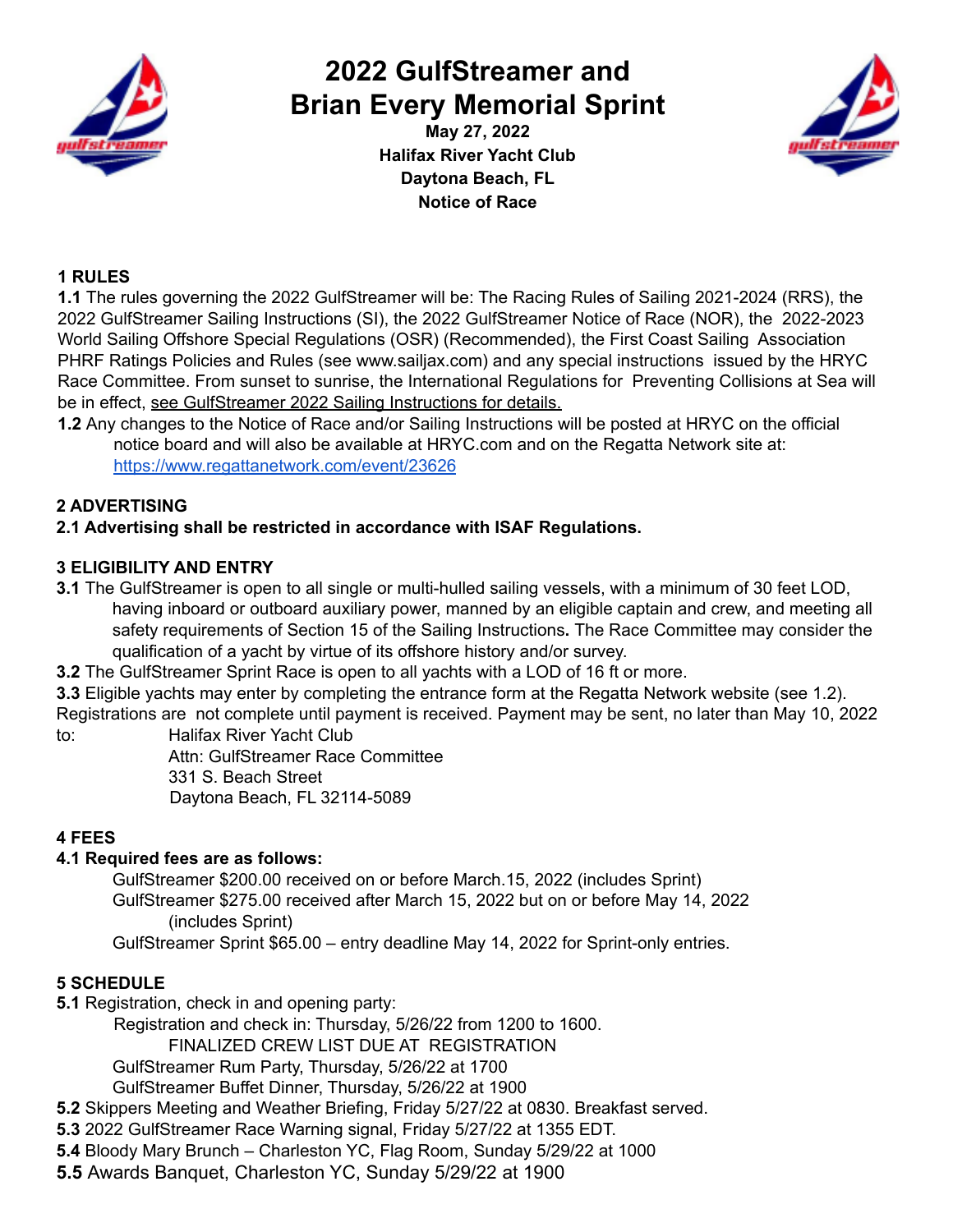# 2022 GulfStreamer and Brian Every Memorial Sprint

**May 27, 2022**
**Halifax River Yacht Club**
**Daytona Beach, FL**
**Notice of Race**

### 1 RULES

**1.1** The rules governing the 2022 GulfStreamer will be: The Racing Rules of Sailing 2021-2024 (RRS), the 2022 GulfStreamer Sailing Instructions (SI), the 2022 GulfStreamer Notice of Race (NOR), the 2022-2023 World Sailing Offshore Special Regulations (OSR) (Recommended), the First Coast Sailing Association PHRF Ratings Policies and Rules (see www.sailjax.com) and any special instructions issued by the HRYC Race Committee. From sunset to sunrise, the International Regulations for Preventing Collisions at Sea will be in effect, see GulfStreamer 2022 Sailing Instructions for details.

**1.2** Any changes to the Notice of Race and/or Sailing Instructions will be posted at HRYC on the official notice board and will also be available at HRYC.com and on the Regatta Network site at: https://www.regattanetwork.com/event/23626

### 2 ADVERTISING

**2.1 Advertising shall be restricted in accordance with ISAF Regulations.**

### 3 ELIGIBILITY AND ENTRY

**3.1** The GulfStreamer is open to all single or multi-hulled sailing vessels, with a minimum of 30 feet LOD, having inboard or outboard auxiliary power, manned by an eligible captain and crew, and meeting all safety requirements of Section 15 of the Sailing Instructions**.** The Race Committee may consider the qualification of a yacht by virtue of its offshore history and/or survey.

**3.2** The GulfStreamer Sprint Race is open to all yachts with a LOD of 16 ft or more.

**3.3** Eligible yachts may enter by completing the entrance form at the Regatta Network website (see 1.2). Registrations are not complete until payment is received. Payment may be sent, no later than May 10, 2022 to:

Halifax River Yacht Club
Attn: GulfStreamer Race Committee
331 S. Beach Street
Daytona Beach, FL 32114-5089

### 4 FEES

**4.1 Required fees are as follows:**

GulfStreamer $200.00 received on or before March.15, 2022 (includes Sprint)
GulfStreamer $275.00 received after March 15, 2022 but on or before May 14, 2022 (includes Sprint)
GulfStreamer Sprint $65.00 – entry deadline May 14, 2022 for Sprint-only entries.

### 5 SCHEDULE

**5.1** Registration, check in and opening party:

Registration and check in: Thursday, 5/26/22 from 1200 to 1600.
FINALIZED CREW LIST DUE AT REGISTRATION
GulfStreamer Rum Party, Thursday, 5/26/22 at 1700
GulfStreamer Buffet Dinner, Thursday, 5/26/22 at 1900

**5.2** Skippers Meeting and Weather Briefing, Friday 5/27/22 at 0830. Breakfast served.

**5.3** 2022 GulfStreamer Race Warning signal, Friday 5/27/22 at 1355 EDT.

**5.4** Bloody Mary Brunch – Charleston YC, Flag Room, Sunday 5/29/22 at 1000

**5.5** Awards Banquet, Charleston YC, Sunday 5/29/22 at 1900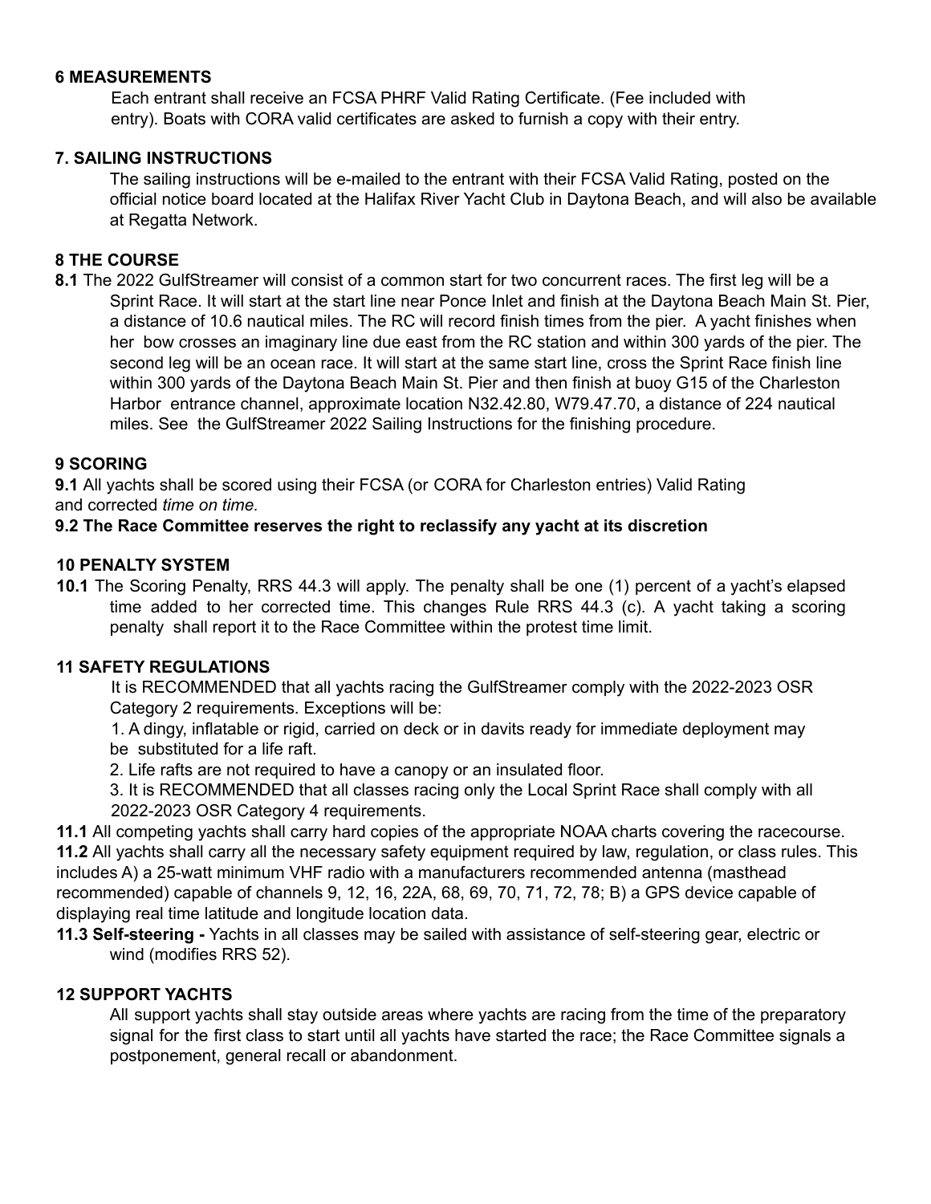## 6 MEASUREMENTS

Each entrant shall receive an FCSA PHRF Valid Rating Certificate. (Fee included with entry). Boats with CORA valid certificates are asked to furnish a copy with their entry.

## 7. SAILING INSTRUCTIONS

The sailing instructions will be e-mailed to the entrant with their FCSA Valid Rating, posted on the official notice board located at the Halifax River Yacht Club in Daytona Beach, and will also be available at Regatta Network.

## 8 THE COURSE

**8.1** The 2022 GulfStreamer will consist of a common start for two concurrent races. The first leg will be a Sprint Race. It will start at the start line near Ponce Inlet and finish at the Daytona Beach Main St. Pier, a distance of 10.6 nautical miles. The RC will record finish times from the pier. A yacht finishes when her bow crosses an imaginary line due east from the RC station and within 300 yards of the pier. The second leg will be an ocean race. It will start at the same start line, cross the Sprint Race finish line within 300 yards of the Daytona Beach Main St. Pier and then finish at buoy G15 of the Charleston Harbor entrance channel, approximate location N32.42.80, W79.47.70, a distance of 224 nautical miles. See the GulfStreamer 2022 Sailing Instructions for the finishing procedure.

## 9 SCORING

**9.1** All yachts shall be scored using their FCSA (or CORA for Charleston entries) Valid Rating and corrected *time on time.*

**9.2 The Race Committee reserves the right to reclassify any yacht at its discretion**

## 10 PENALTY SYSTEM

**10.1** The Scoring Penalty, RRS 44.3 will apply. The penalty shall be one (1) percent of a yacht's elapsed time added to her corrected time. This changes Rule RRS 44.3 (c). A yacht taking a scoring penalty shall report it to the Race Committee within the protest time limit.

## 11 SAFETY REGULATIONS

It is RECOMMENDED that all yachts racing the GulfStreamer comply with the 2022-2023 OSR Category 2 requirements. Exceptions will be:

1. A dingy, inflatable or rigid, carried on deck or in davits ready for immediate deployment may be substituted for a life raft.
2. Life rafts are not required to have a canopy or an insulated floor.
3. It is RECOMMENDED that all classes racing only the Local Sprint Race shall comply with all 2022-2023 OSR Category 4 requirements.

**11.1** All competing yachts shall carry hard copies of the appropriate NOAA charts covering the racecourse.

**11.2** All yachts shall carry all the necessary safety equipment required by law, regulation, or class rules. This includes A) a 25-watt minimum VHF radio with a manufacturers recommended antenna (masthead recommended) capable of channels 9, 12, 16, 22A, 68, 69, 70, 71, 72, 78; B) a GPS device capable of displaying real time latitude and longitude location data.

**11.3 Self-steering -** Yachts in all classes may be sailed with assistance of self-steering gear, electric or wind (modifies RRS 52).

## 12 SUPPORT YACHTS

All support yachts shall stay outside areas where yachts are racing from the time of the preparatory signal for the first class to start until all yachts have started the race; the Race Committee signals a postponement, general recall or abandonment.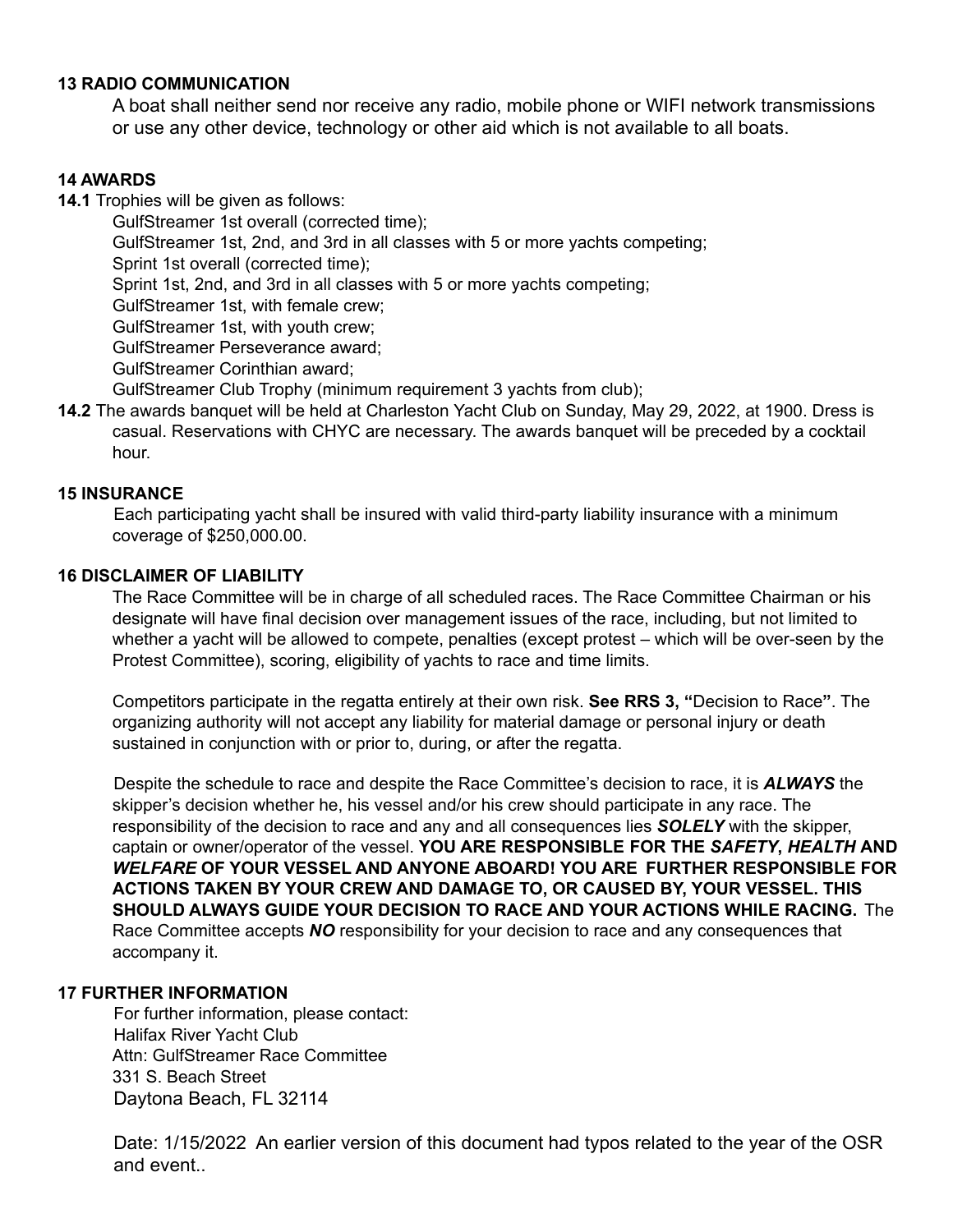### 13 RADIO COMMUNICATION

A boat shall neither send nor receive any radio, mobile phone or WIFI network transmissions or use any other device, technology or other aid which is not available to all boats.

### 14 AWARDS

**14.1** Trophies will be given as follows:

GulfStreamer 1st overall (corrected time);
GulfStreamer 1st, 2nd, and 3rd in all classes with 5 or more yachts competing;
Sprint 1st overall (corrected time);
Sprint 1st, 2nd, and 3rd in all classes with 5 or more yachts competing;
GulfStreamer 1st, with female crew;
GulfStreamer 1st, with youth crew;
GulfStreamer Perseverance award;
GulfStreamer Corinthian award;
GulfStreamer Club Trophy (minimum requirement 3 yachts from club);

**14.2** The awards banquet will be held at Charleston Yacht Club on Sunday, May 29, 2022, at 1900. Dress is casual. Reservations with CHYC are necessary. The awards banquet will be preceded by a cocktail hour.

### 15 INSURANCE

Each participating yacht shall be insured with valid third-party liability insurance with a minimum coverage of $250,000.00.

### 16 DISCLAIMER OF LIABILITY

The Race Committee will be in charge of all scheduled races. The Race Committee Chairman or his designate will have final decision over management issues of the race, including, but not limited to whether a yacht will be allowed to compete, penalties (except protest – which will be over-seen by the Protest Committee), scoring, eligibility of yachts to race and time limits.

Competitors participate in the regatta entirely at their own risk. **See RRS 3, "**Decision to Race**"**. The organizing authority will not accept any liability for material damage or personal injury or death sustained in conjunction with or prior to, during, or after the regatta.

Despite the schedule to race and despite the Race Committee's decision to race, it is ***ALWAYS*** the skipper's decision whether he, his vessel and/or his crew should participate in any race. The responsibility of the decision to race and any and all consequences lies ***SOLELY*** with the skipper, captain or owner/operator of the vessel. **YOU ARE RESPONSIBLE FOR THE *SAFETY*, *HEALTH* AND *WELFARE* OF YOUR VESSEL AND ANYONE ABOARD! YOU ARE FURTHER RESPONSIBLE FOR ACTIONS TAKEN BY YOUR CREW AND DAMAGE TO, OR CAUSED BY, YOUR VESSEL. THIS SHOULD ALWAYS GUIDE YOUR DECISION TO RACE AND YOUR ACTIONS WHILE RACING.** The Race Committee accepts ***NO*** responsibility for your decision to race and any consequences that accompany it.

### 17 FURTHER INFORMATION

For further information, please contact:
Halifax River Yacht Club
Attn: GulfStreamer Race Committee
331 S. Beach Street
Daytona Beach, FL 32114

Date: 1/15/2022 An earlier version of this document had typos related to the year of the OSR and event..